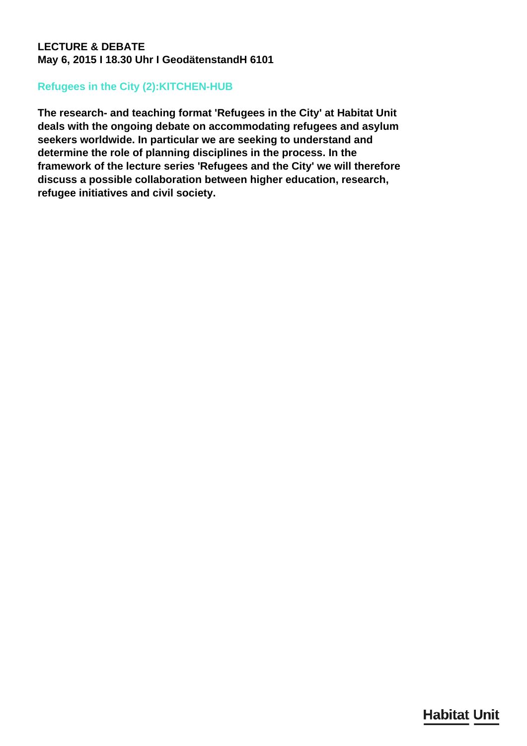**LECTURE & DEBATE**
**May 6, 2015 I 18.30 Uhr I GeodätenstandH 6101**

## Refugees in the City (2):KITCHEN-HUB

**The research- and teaching format 'Refugees in the City' at Habitat Unit deals with the ongoing debate on accommodating refugees and asylum seekers worldwide. In particular we are seeking to understand and determine the role of planning disciplines in the process. In the framework of the lecture series 'Refugees and the City' we will therefore discuss a possible collaboration between higher education, research, refugee initiatives and civil society.**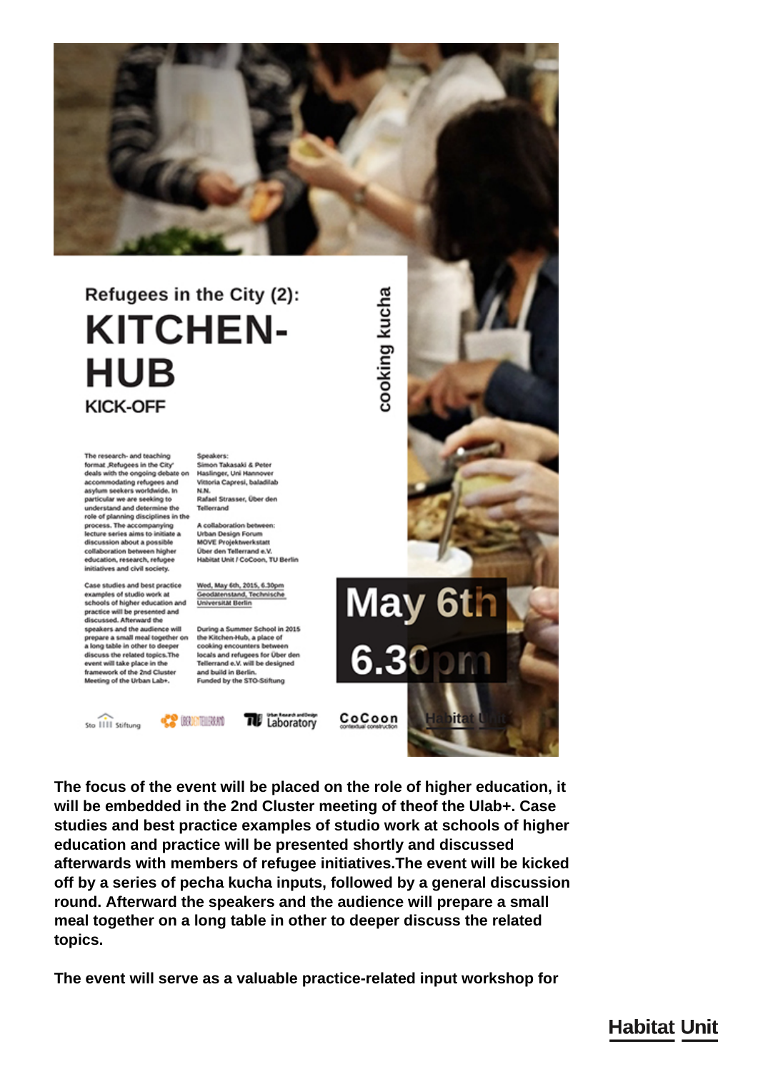Refugees in the City (2):

# KITCHEN-HUB

## KICK-OFF

cooking kucha

The research- and teaching format ‚Refugees in the City' deals with the ongoing debate on accommodating refugees and asylum seekers worldwide. In particular we are seeking to understand and determine the role of planning disciplines in the process. The accompanying lecture series aims to initiate a discussion about a possible collaboration between higher education, research, refugee initiatives and civil society.

Case studies and best practice examples of studio work at schools of higher education and practice will be presented and discussed. Afterward the speakers and the audience will prepare a small meal together on a long table in other to deeper discuss the related topics. The event will take place in the framework of the 2nd Cluster Meeting of the Urban Lab+.

Speakers:
Simon Takasaki & Peter Haslinger, Uni Hannover
Vittoria Capresi, baladilab
N.N.
Rafael Strasser, Über den Tellerrand

A collaboration between:
Urban Design Forum
MOVE Projektwerkstatt
Über den Tellerrand e.V.
Habitat Unit / CoCoon, TU Berlin

Wed, May 6th, 2015, 6.30pm
Geodätenstand, Technische Universität Berlin

During a Summer School in 2015 the Kitchen-Hub, a place of cooking encounters between locals and refugees for Über den Tellerrand e.V. will be designed and build in Berlin.
Funded by the STO-Stiftung

May 6th
6.30pm

Sto Stiftung · Über den Tellerrand · Urban Research and Design Laboratory · CoCoon contextual construction · Habitat Unit

**The focus of the event will be placed on the role of higher education, it will be embedded in the 2nd Cluster meeting of theof the Ulab+. Case studies and best practice examples of studio work at schools of higher education and practice will be presented shortly and discussed afterwards with members of refugee initiatives.The event will be kicked off by a series of pecha kucha inputs, followed by a general discussion round. Afterward the speakers and the audience will prepare a small meal together on a long table in other to deeper discuss the related topics.**

**The event will serve as a valuable practice-related input workshop for**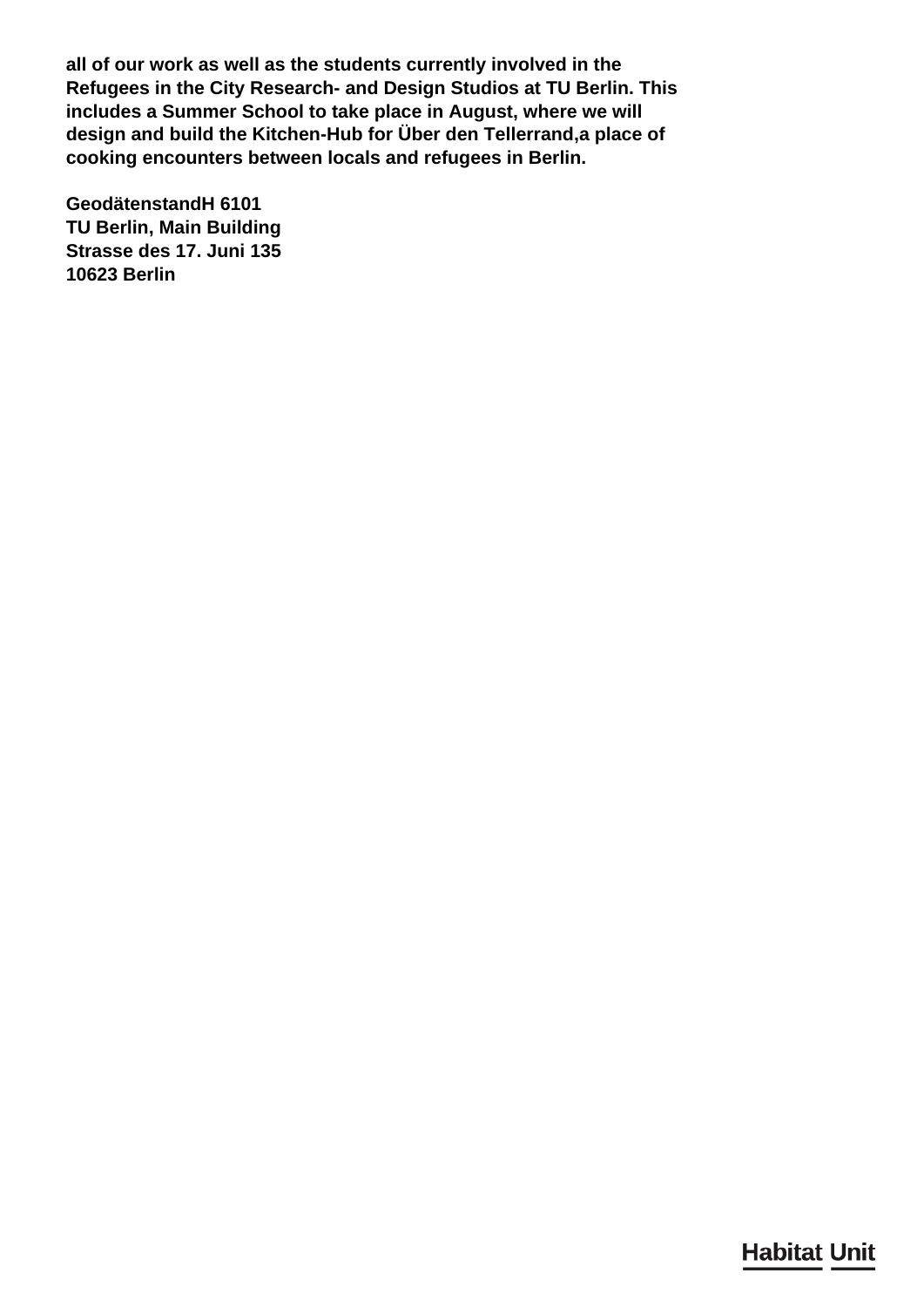**all of our work as well as the students currently involved in the Refugees in the City Research- and Design Studios at TU Berlin. This includes a Summer School to take place in August, where we will design and build the Kitchen-Hub for Über den Tellerrand,a place of cooking encounters between locals and refugees in Berlin.**

**GeodätenstandH 6101**
**TU Berlin, Main Building**
**Strasse des 17. Juni 135**
**10623 Berlin**